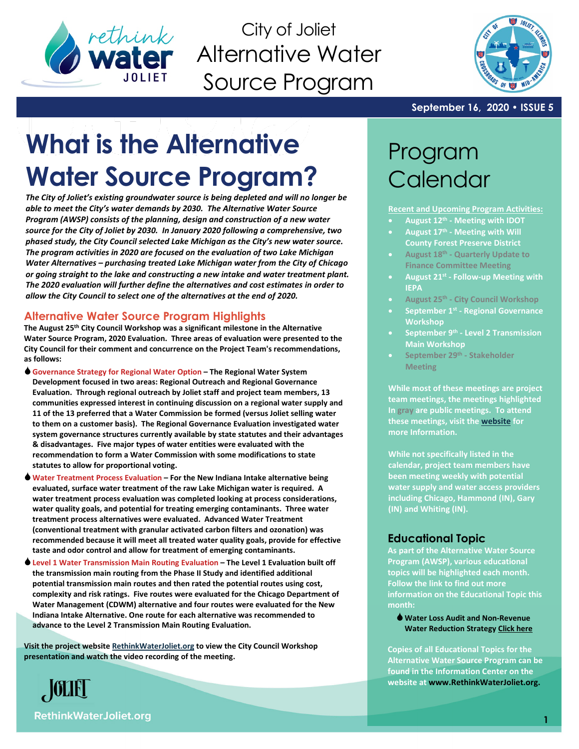# City of Joliet Alternative Water Source Program

**September 16, 2020 • ISSUE 5**

# What is the Alternative Water Source Program?

***The City of Joliet's existing groundwater source is being depleted and will no longer be able to meet the City's water demands by 2030. The Alternative Water Source Program (AWSP) consists of the planning, design and construction of a new water source for the City of Joliet by 2030. In January 2020 following a comprehensive, two phased study, the City Council selected Lake Michigan as the City's new water source. The program activities in 2020 are focused on the evaluation of two Lake Michigan Water Alternatives – purchasing treated Lake Michigan water from the City of Chicago or going straight to the lake and constructing a new intake and water treatment plant. The 2020 evaluation will further define the alternatives and cost estimates in order to allow the City Council to select one of the alternatives at the end of 2020.***

## Alternative Water Source Program Highlights

**The August 25th City Council Workshop was a significant milestone in the Alternative Water Source Program, 2020 Evaluation. Three areas of evaluation were presented to the City Council for their comment and concurrence on the Project Team's recommendations, as follows:**

- **Governance Strategy for Regional Water Option – The Regional Water System Development focused in two areas: Regional Outreach and Regional Governance Evaluation. Through regional outreach by Joliet staff and project team members, 13 communities expressed interest in continuing discussion on a regional water supply and 11 of the 13 preferred that a Water Commission be formed (versus Joliet selling water to them on a customer basis). The Regional Governance Evaluation investigated water system governance structures currently available by state statutes and their advantages & disadvantages. Five major types of water entities were evaluated with the recommendation to form a Water Commission with some modifications to state statutes to allow for proportional voting.**
- **Water Treatment Process Evaluation – For the New Indiana Intake alternative being evaluated, surface water treatment of the raw Lake Michigan water is required. A water treatment process evaluation was completed looking at process considerations, water quality goals, and potential for treating emerging contaminants. Three water treatment process alternatives were evaluated. Advanced Water Treatment (conventional treatment with granular activated carbon filters and ozonation) was recommended because it will meet all treated water quality goals, provide for effective taste and odor control and allow for treatment of emerging contaminants.**
- **Level 1 Water Transmission Main Routing Evaluation – The Level 1 Evaluation built off the transmission main routing from the Phase II Study and identified additional potential transmission main routes and then rated the potential routes using cost, complexity and risk ratings. Five routes were evaluated for the Chicago Department of Water Management (CDWM) alternative and four routes were evaluated for the New Indiana Intake Alternative. One route for each alternative was recommended to advance to the Level 2 Transmission Main Routing Evaluation.**

**Visit the project website RethinkWaterJoliet.org to view the City Council Workshop presentation and watch the video recording of the meeting.**

# Program Calendar

**Recent and Upcoming Program Activities:**

- **August 12th - Meeting with IDOT**
- **August 17th - Meeting with Will County Forest Preserve District**
- **August 18th - Quarterly Update to Finance Committee Meeting**
- **August 21st - Follow-up Meeting with IEPA**
- **August 25th - City Council Workshop**
- **September 1st - Regional Governance Workshop**
- **September 9th - Level 2 Transmission Main Workshop**
- **September 29th - Stakeholder Meeting**

**While most of these meetings are project team meetings, the meetings highlighted In gray are public meetings. To attend these meetings, visit the website for more Information.**

**While not specifically listed in the calendar, project team members have been meeting weekly with potential water supply and water access providers including Chicago, Hammond (IN), Gary (IN) and Whiting (IN).**

## Educational Topic

**As part of the Alternative Water Source Program (AWSP), various educational topics will be highlighted each month. Follow the link to find out more information on the Educational Topic this month:**

- **Water Loss Audit and Non-Revenue Water Reduction Strategy Click here**

**Copies of all Educational Topics for the Alternative Water Source Program can be found in the Information Center on the website at www.RethinkWaterJoliet.org.**

RethinkWaterJoliet.org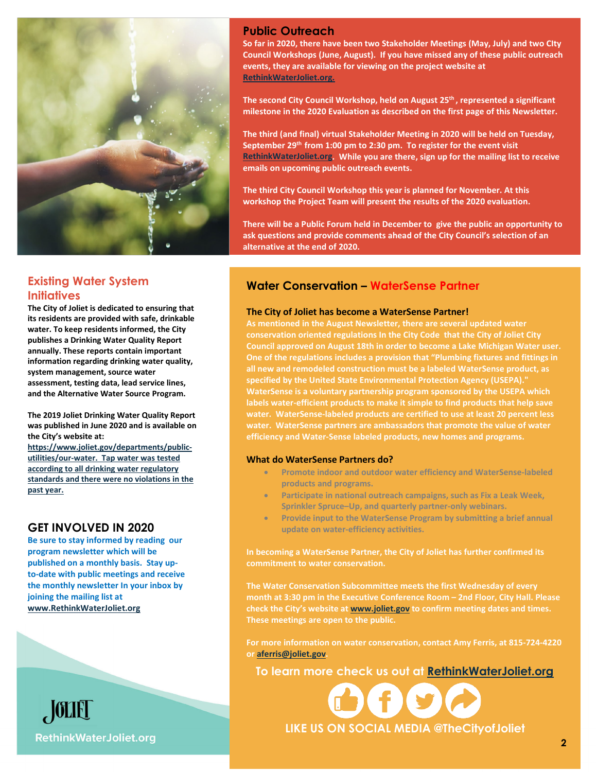## Public Outreach

**So far in 2020, there have been two Stakeholder Meetings (May, July) and two CIty Council Workshops (June, August). If you have missed any of these public outreach events, they are available for viewing on the project website at RethinkWaterJoliet.org.**

**The second City Council Workshop, held on August 25th, represented a significant milestone in the 2020 Evaluation as described on the first page of this Newsletter.**

**The third (and final) virtual Stakeholder Meeting in 2020 will be held on Tuesday, September 29th from 1:00 pm to 2:30 pm. To register for the event visit RethinkWaterJoliet.org. While you are there, sign up for the mailing list to receive emails on upcoming public outreach events.**

**The third City Council Workshop this year is planned for November. At this workshop the Project Team will present the results of the 2020 evaluation.**

**There will be a Public Forum held in December to give the public an opportunity to ask questions and provide comments ahead of the City Council's selection of an alternative at the end of 2020.**

## Existing Water System Initiatives

**The City of Joliet is dedicated to ensuring that its residents are provided with safe, drinkable water. To keep residents informed, the City publishes a Drinking Water Quality Report annually. These reports contain important information regarding drinking water quality, system management, source water assessment, testing data, lead service lines, and the Alternative Water Source Program.**

**The 2019 Joliet Drinking Water Quality Report was published in June 2020 and is available on the City's website at: https://www.joliet.gov/departments/public-utilities/our-water. Tap water was tested according to all drinking water regulatory standards and there were no violations in the past year.**

## GET INVOLVED IN 2020

**Be sure to stay informed by reading our program newsletter which will be published on a monthly basis. Stay up-to-date with public meetings and receive the monthly newsletter In your inbox by joining the mailing list at www.RethinkWaterJoliet.org**

JOLIET

RethinkWaterJoliet.org

## Water Conservation – WaterSense Partner

### The City of Joliet has become a WaterSense Partner!

**As mentioned in the August Newsletter, there are several updated water conservation oriented regulations In the City Code that the City of Joliet City Council approved on August 18th in order to become a Lake Michigan Water user. One of the regulations includes a provision that "Plumbing fixtures and fittings in all new and remodeled construction must be a labeled WaterSense product, as specified by the United State Environmental Protection Agency (USEPA)." WaterSense is a voluntary partnership program sponsored by the USEPA which labels water-efficient products to make it simple to find products that help save water. WaterSense-labeled products are certified to use at least 20 percent less water. WaterSense partners are ambassadors that promote the value of water efficiency and Water-Sense labeled products, new homes and programs.**

### What do WaterSense Partners do?

- **Promote indoor and outdoor water efficiency and WaterSense-labeled products and programs.**
- **Participate in national outreach campaigns, such as Fix a Leak Week, Sprinkler Spruce–Up, and quarterly partner-only webinars.**
- **Provide input to the WaterSense Program by submitting a brief annual update on water-efficiency activities.**

**In becoming a WaterSense Partner, the City of Joliet has further confirmed its commitment to water conservation.**

**The Water Conservation Subcommittee meets the first Wednesday of every month at 3:30 pm in the Executive Conference Room – 2nd Floor, City Hall. Please check the City's website at www.joliet.gov to confirm meeting dates and times. These meetings are open to the public.**

**For more information on water conservation, contact Amy Ferris, at 815-724-4220 or aferris@joliet.gov.**

**To learn more check us out at RethinkWaterJoliet.org**

**LIKE US ON SOCIAL MEDIA @TheCityofJoliet**